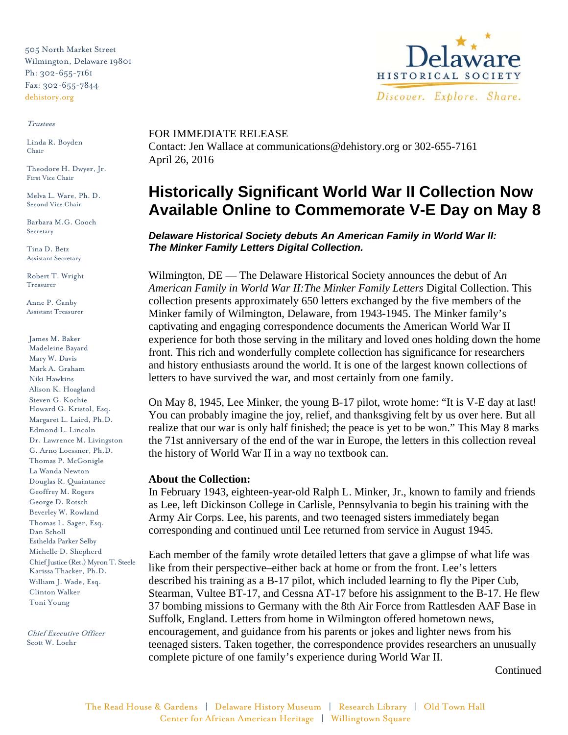505 North Market Street
Wilmington, Delaware 19801
Ph: 302-655-7161
Fax: 302-655-7844
dehistory.org

Delaware Historical Society
Discover. Explore. Share.

*Trustees*

Linda R. Boyden
Chair

Theodore H. Dwyer, Jr.
First Vice Chair

Melva L. Ware, Ph. D.
Second Vice Chair

Barbara M.G. Cooch
Secretary

Tina D. Betz
Assistant Secretary

Robert T. Wright
Treasurer

Anne P. Canby
Assistant Treasurer

James M. Baker
Madeleine Bayard
Mary W. Davis
Mark A. Graham
Niki Hawkins
Alison K. Hoagland
Steven G. Kochie
Howard G. Kristol, Esq.
Margaret L. Laird, Ph.D.
Edmond L. Lincoln
Dr. Lawrence M. Livingston
G. Arno Loessner, Ph.D.
Thomas P. McGonigle
La Wanda Newton
Douglas R. Quaintance
Geoffrey M. Rogers
George D. Rotsch
Beverley W. Rowland
Thomas L. Sager, Esq.
Dan Scholl
Esthelda Parker Selby
Michelle D. Shepherd
Chief Justice (Ret.) Myron T. Steele
Karissa Thacker, Ph.D.
William J. Wade, Esq.
Clinton Walker
Toni Young

*Chief Executive Officer*
Scott W. Loehr

FOR IMMEDIATE RELEASE
Contact: Jen Wallace at communications@dehistory.org or 302-655-7161
April 26, 2016

# Historically Significant World War II Collection Now Available Online to Commemorate V-E Day on May 8

***Delaware Historical Society debuts An American Family in World War II: The Minker Family Letters Digital Collection.***

Wilmington, DE — The Delaware Historical Society announces the debut of A*n American Family in World War II:The Minker Family Letters* Digital Collection. This collection presents approximately 650 letters exchanged by the five members of the Minker family of Wilmington, Delaware, from 1943-1945. The Minker family's captivating and engaging correspondence documents the American World War II experience for both those serving in the military and loved ones holding down the home front. This rich and wonderfully complete collection has significance for researchers and history enthusiasts around the world. It is one of the largest known collections of letters to have survived the war, and most certainly from one family.

On May 8, 1945, Lee Minker, the young B-17 pilot, wrote home: "It is V-E day at last! You can probably imagine the joy, relief, and thanksgiving felt by us over here. But all realize that our war is only half finished; the peace is yet to be won." This May 8 marks the 71st anniversary of the end of the war in Europe, the letters in this collection reveal the history of World War II in a way no textbook can.

**About the Collection:**
In February 1943, eighteen-year-old Ralph L. Minker, Jr., known to family and friends as Lee, left Dickinson College in Carlisle, Pennsylvania to begin his training with the Army Air Corps. Lee, his parents, and two teenaged sisters immediately began corresponding and continued until Lee returned from service in August 1945.

Each member of the family wrote detailed letters that gave a glimpse of what life was like from their perspective–either back at home or from the front. Lee's letters described his training as a B-17 pilot, which included learning to fly the Piper Cub, Stearman, Vultee BT-17, and Cessna AT-17 before his assignment to the B-17. He flew 37 bombing missions to Germany with the 8th Air Force from Rattlesden AAF Base in Suffolk, England. Letters from home in Wilmington offered hometown news, encouragement, and guidance from his parents or jokes and lighter news from his teenaged sisters. Taken together, the correspondence provides researchers an unusually complete picture of one family's experience during World War II.

Continued

The Read House & Gardens | Delaware History Museum | Research Library | Old Town Hall
Center for African American Heritage | Willingtown Square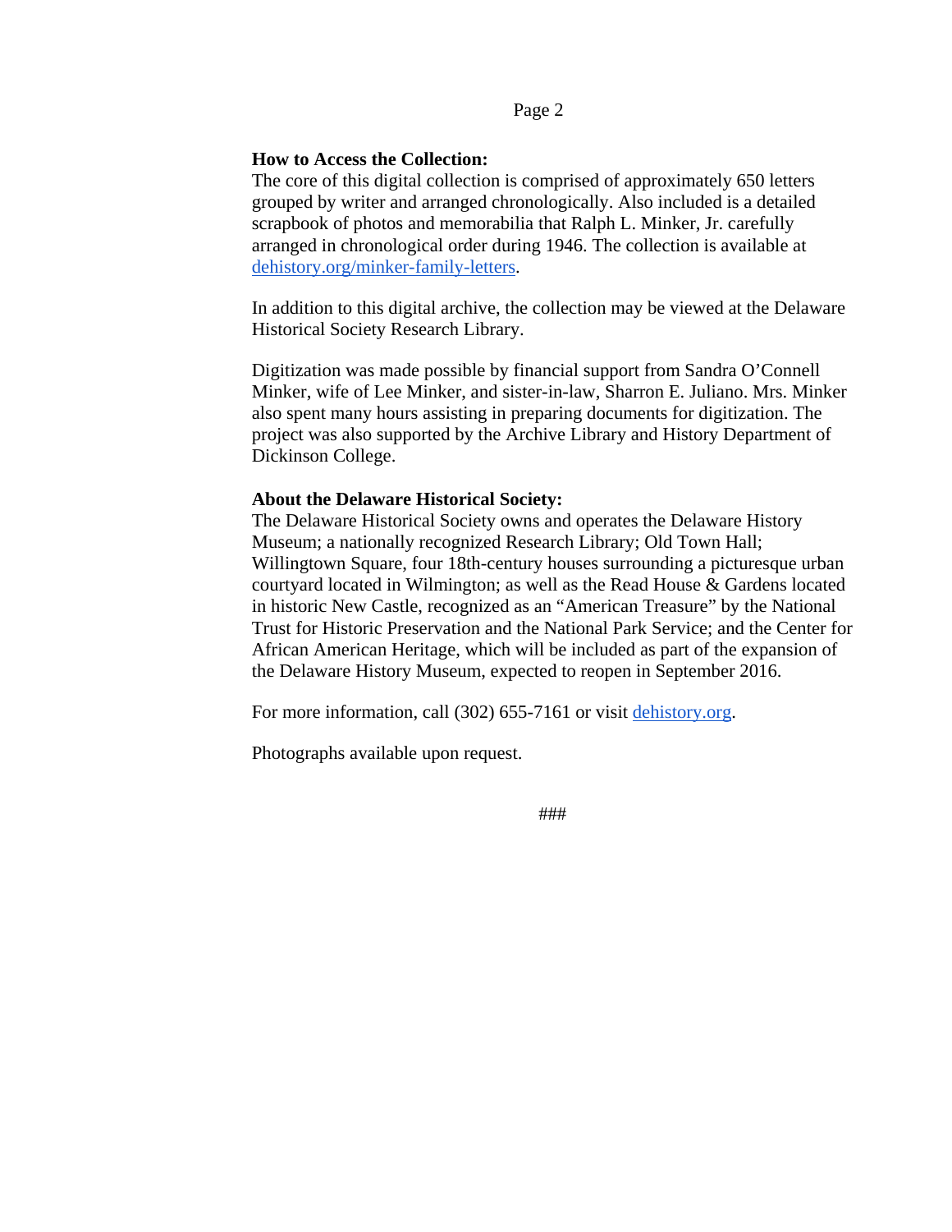**How to Access the Collection:**
The core of this digital collection is comprised of approximately 650 letters grouped by writer and arranged chronologically. Also included is a detailed scrapbook of photos and memorabilia that Ralph L. Minker, Jr. carefully arranged in chronological order during 1946. The collection is available at dehistory.org/minker-family-letters.

In addition to this digital archive, the collection may be viewed at the Delaware Historical Society Research Library.

Digitization was made possible by financial support from Sandra O'Connell Minker, wife of Lee Minker, and sister-in-law, Sharron E. Juliano. Mrs. Minker also spent many hours assisting in preparing documents for digitization. The project was also supported by the Archive Library and History Department of Dickinson College.

**About the Delaware Historical Society:**
The Delaware Historical Society owns and operates the Delaware History Museum; a nationally recognized Research Library; Old Town Hall; Willingtown Square, four 18th-century houses surrounding a picturesque urban courtyard located in Wilmington; as well as the Read House & Gardens located in historic New Castle, recognized as an "American Treasure" by the National Trust for Historic Preservation and the National Park Service; and the Center for African American Heritage, which will be included as part of the expansion of the Delaware History Museum, expected to reopen in September 2016.

For more information, call (302) 655-7161 or visit dehistory.org.

Photographs available upon request.

###